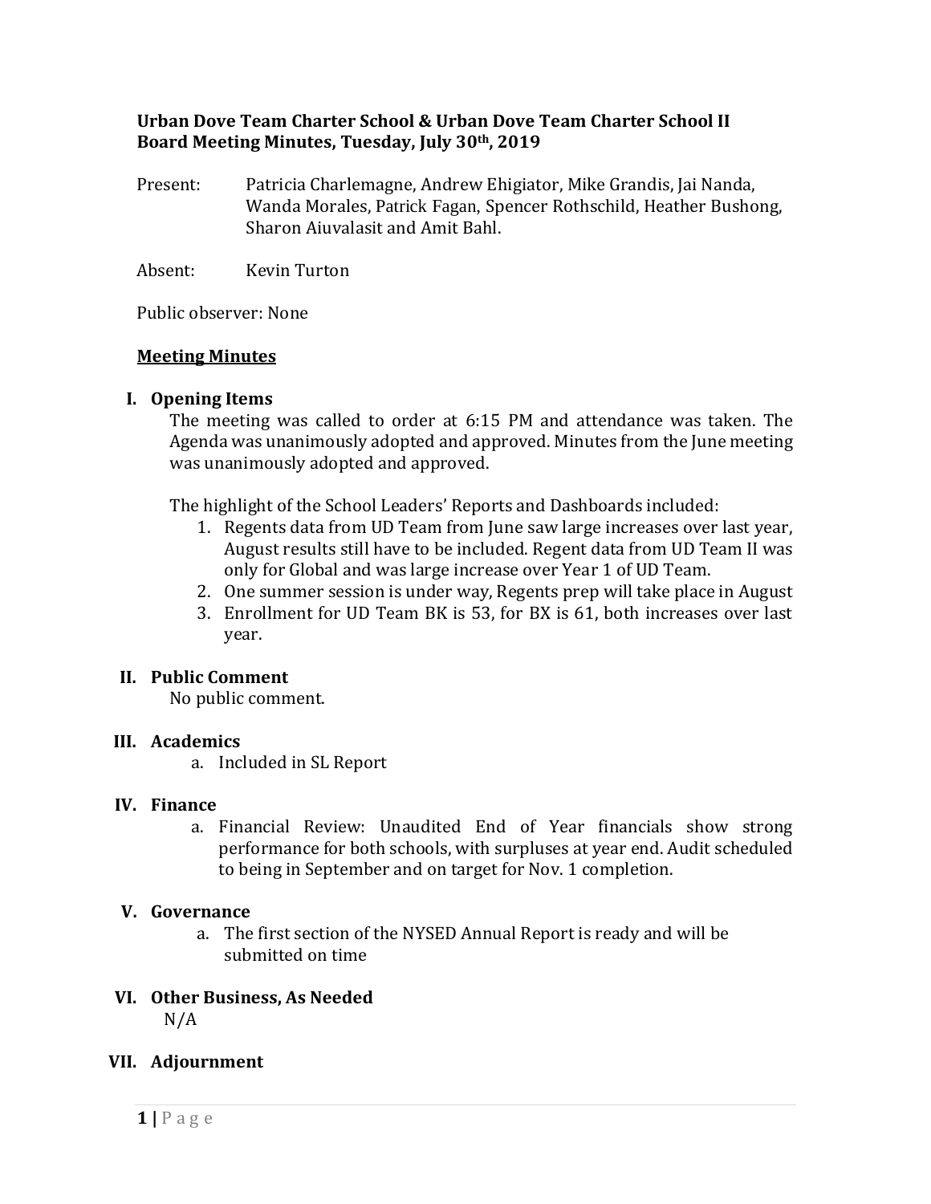**Urban Dove Team Charter School & Urban Dove Team Charter School II**
**Board Meeting Minutes, Tuesday, July 30th, 2019**

Present: Patricia Charlemagne, Andrew Ehigiator, Mike Grandis, Jai Nanda, Wanda Morales, Patrick Fagan, Spencer Rothschild, Heather Bushong, Sharon Aiuvalasit and Amit Bahl.

Absent: Kevin Turton

Public observer: None

## Meeting Minutes

### I. Opening Items

The meeting was called to order at 6:15 PM and attendance was taken. The Agenda was unanimously adopted and approved. Minutes from the June meeting was unanimously adopted and approved.

The highlight of the School Leaders' Reports and Dashboards included:

1. Regents data from UD Team from June saw large increases over last year, August results still have to be included. Regent data from UD Team II was only for Global and was large increase over Year 1 of UD Team.
2. One summer session is under way, Regents prep will take place in August
3. Enrollment for UD Team BK is 53, for BX is 61, both increases over last year.

### II. Public Comment

No public comment.

### III. Academics

a. Included in SL Report

### IV. Finance

a. Financial Review: Unaudited End of Year financials show strong performance for both schools, with surpluses at year end. Audit scheduled to being in September and on target for Nov. 1 completion.

### V. Governance

a. The first section of the NYSED Annual Report is ready and will be submitted on time

### VI. Other Business, As Needed

N/A

### VII. Adjournment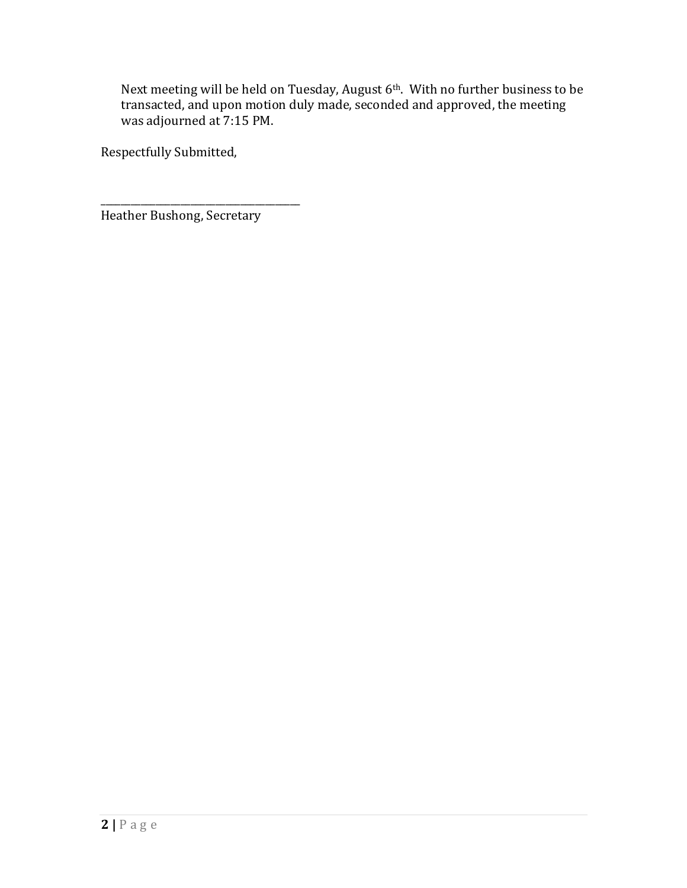Next meeting will be held on Tuesday, August 6th.  With no further business to be transacted, and upon motion duly made, seconded and approved, the meeting was adjourned at 7:15 PM.

Respectfully Submitted,

______________________________________
Heather Bushong, Secretary